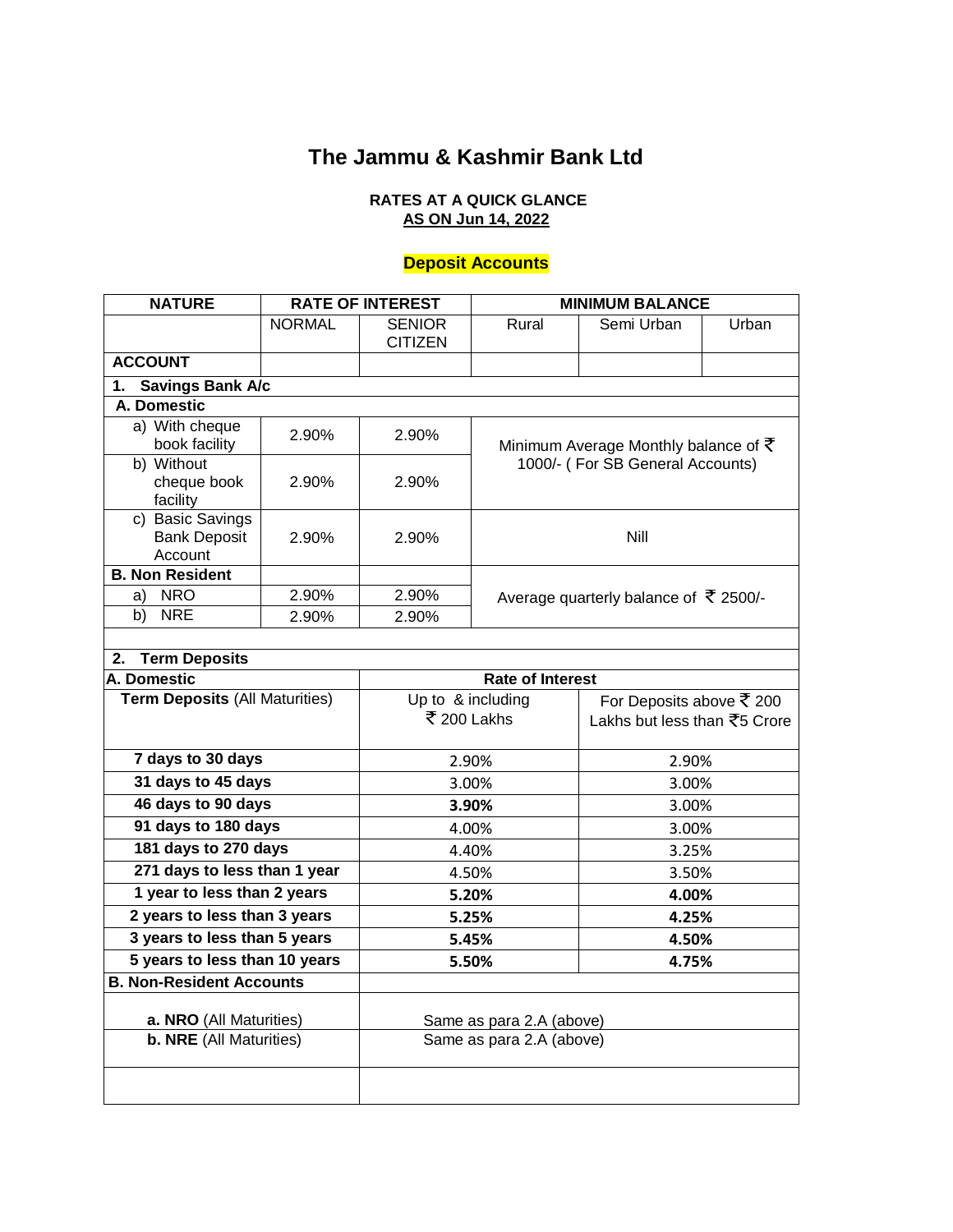# The Jammu & Kashmir Bank Ltd

**RATES AT A QUICK GLANCE**
**AS ON Jun 14, 2022**

## Deposit Accounts

| NATURE | RATE OF INTEREST | | MINIMUM BALANCE | | |
|---|---|---|---|---|---|
| | NORMAL | SENIOR CITIZEN | Rural | Semi Urban | Urban |
| **ACCOUNT** | | | | | |
| **1. Savings Bank A/c** | | | | | |
| **A. Domestic** | | | | | |
| a) With cheque book facility | 2.90% | 2.90% | Minimum Average Monthly balance of ₹ 1000/- ( For SB General Accounts) | | |
| b) Without cheque book facility | 2.90% | 2.90% | | | |
| c) Basic Savings Bank Deposit Account | 2.90% | 2.90% | Nill | | |
| **B. Non Resident** | | | Average quarterly balance of ₹ 2500/- | | |
| a) NRO | 2.90% | 2.90% | | | |
| b) NRE | 2.90% | 2.90% | | | |

| **2. Term Deposits** | | |
|---|---|---|
| **A. Domestic** | **Rate of Interest** | |
| **Term Deposits** (All Maturities) | Up to & including ₹ 200 Lakhs | For Deposits above ₹ 200 Lakhs but less than ₹5 Crore |
| **7 days to 30 days** | 2.90% | 2.90% |
| **31 days to 45 days** | 3.00% | 3.00% |
| **46 days to 90 days** | **3.90%** | 3.00% |
| **91 days to 180 days** | 4.00% | 3.00% |
| **181 days to 270 days** | 4.40% | 3.25% |
| **271 days to less than 1 year** | 4.50% | 3.50% |
| **1 year to less than 2 years** | **5.20%** | **4.00%** |
| **2 years to less than 3 years** | **5.25%** | **4.25%** |
| **3 years to less than 5 years** | **5.45%** | **4.50%** |
| **5 years to less than 10 years** | **5.50%** | **4.75%** |
| **B. Non-Resident Accounts** | | |
| **a. NRO** (All Maturities) | Same as para 2.A (above) | |
| **b. NRE** (All Maturities) | Same as para 2.A (above) | |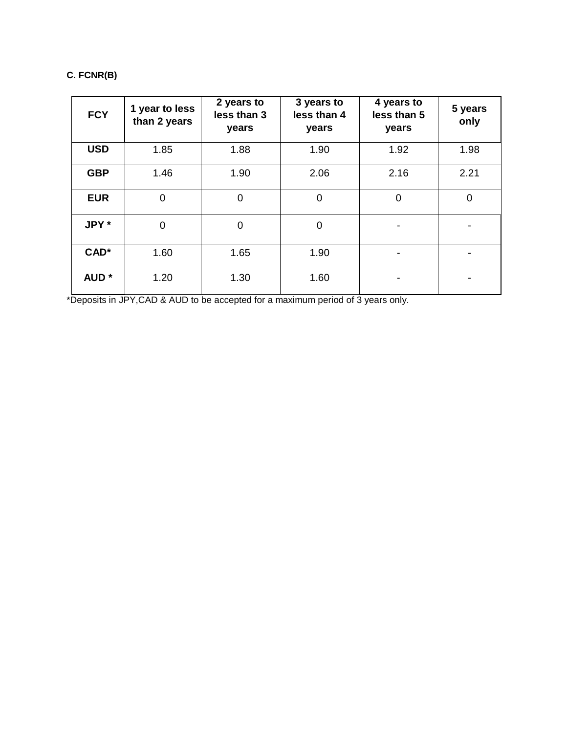**C. FCNR(B)**

| FCY | 1 year to less than 2 years | 2 years to less than 3 years | 3 years to less than 4 years | 4 years to less than 5 years | 5 years only |
|---|---|---|---|---|---|
| **USD** | 1.85 | 1.88 | 1.90 | 1.92 | 1.98 |
| **GBP** | 1.46 | 1.90 | 2.06 | 2.16 | 2.21 |
| **EUR** | 0 | 0 | 0 | 0 | 0 |
| **JPY *** | 0 | 0 | 0 | - | - |
| **CAD*** | 1.60 | 1.65 | 1.90 | - | - |
| **AUD *** | 1.20 | 1.30 | 1.60 | - | - |

*Deposits in JPY,CAD & AUD to be accepted for a maximum period of 3 years only.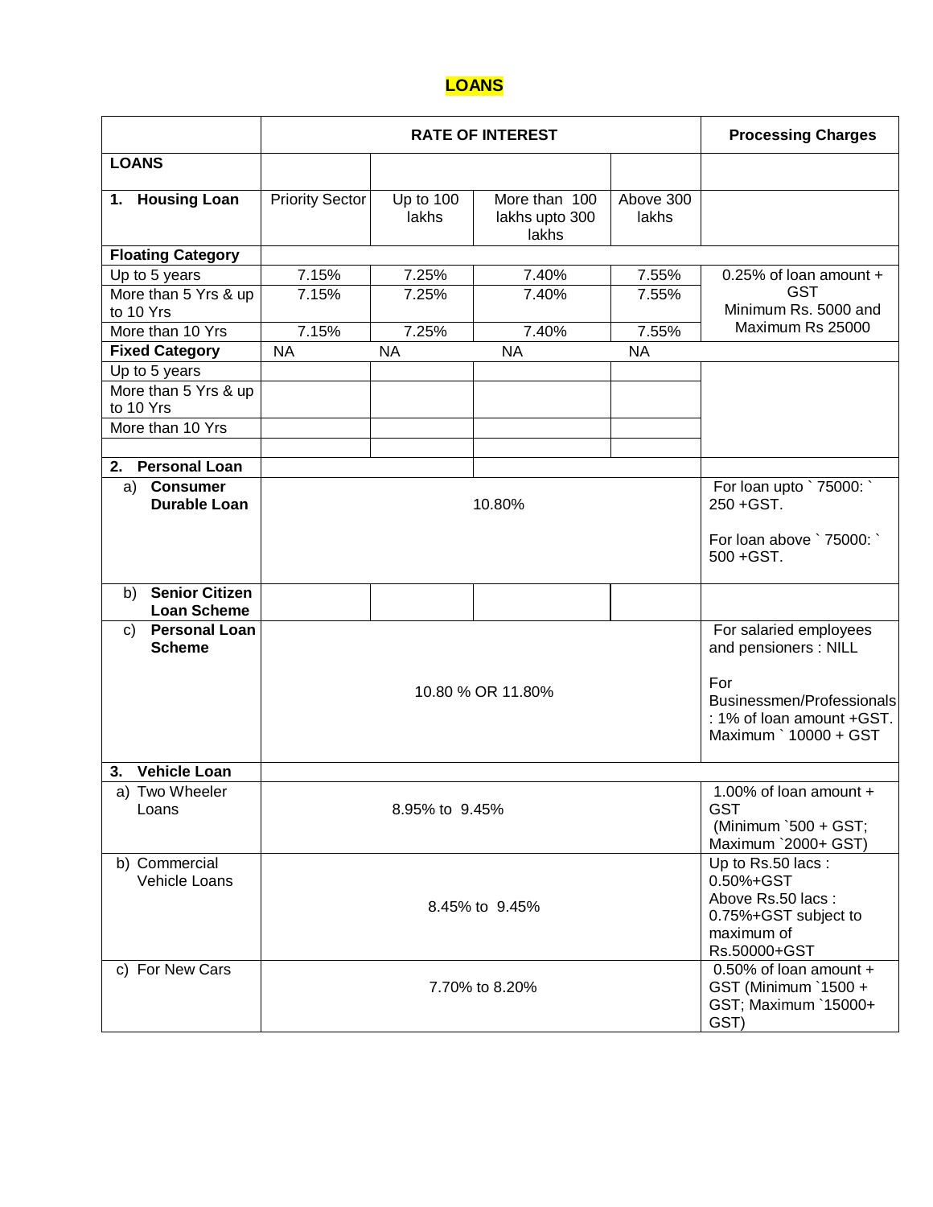# LOANS

| | RATE OF INTEREST | | | | Processing Charges |
|---|---|---|---|---|---|
| **LOANS** | | | | | |
| **1. Housing Loan** | Priority Sector | Up to 100 lakhs | More than 100 lakhs upto 300 lakhs | Above 300 lakhs | |
| **Floating Category** | | | | | |
| Up to 5 years | 7.15% | 7.25% | 7.40% | 7.55% | 0.25% of loan amount + GST Minimum Rs. 5000 and Maximum Rs 25000 |
| More than 5 Yrs & up to 10 Yrs | 7.15% | 7.25% | 7.40% | 7.55% | |
| More than 10 Yrs | 7.15% | 7.25% | 7.40% | 7.55% | |
| **Fixed Category** | NA | NA | NA | NA | |
| Up to 5 years | | | | | |
| More than 5 Yrs & up to 10 Yrs | | | | | |
| More than 10 Yrs | | | | | |
| | | | | | |
| **2. Personal Loan** | | | | | |
| a) **Consumer Durable Loan** | 10.80% | | | | For loan upto ` 75000: ` 250 +GST. For loan above ` 75000: ` 500 +GST. |
| b) **Senior Citizen Loan Scheme** | | | | | |
| c) **Personal Loan Scheme** | 10.80 % OR 11.80% | | | | For salaried employees and pensioners : NILL For Businessmen/Professionals : 1% of loan amount +GST. Maximum ` 10000 + GST |
| **3. Vehicle Loan** | | | | | |
| a) Two Wheeler Loans | 8.95% to 9.45% | | | | 1.00% of loan amount + GST (Minimum `500 + GST; Maximum `2000+ GST) |
| b) Commercial Vehicle Loans | 8.45% to 9.45% | | | | Up to Rs.50 lacs : 0.50%+GST Above Rs.50 lacs : 0.75%+GST subject to maximum of Rs.50000+GST |
| c) For New Cars | 7.70% to 8.20% | | | | 0.50% of loan amount + GST (Minimum `1500 + GST; Maximum `15000+ GST) |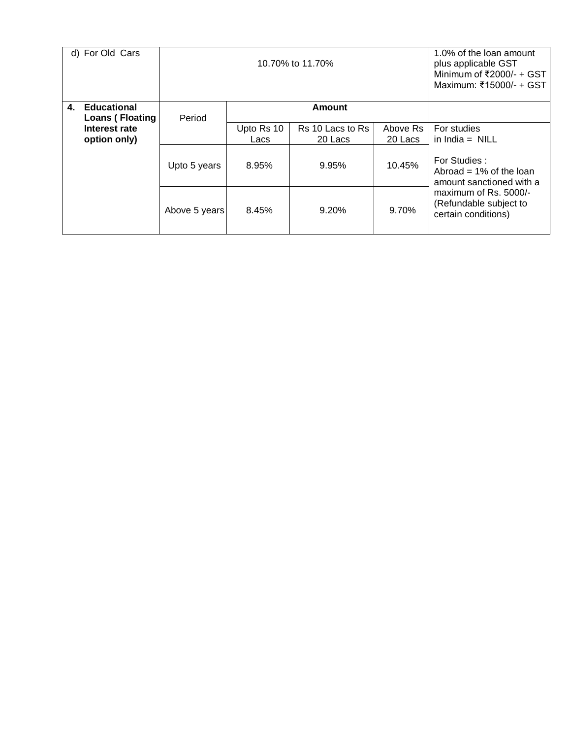| | | | | | |
|---|---|---|---|---|---|
| d) For Old Cars | 10.70% to 11.70% | | | | 1.0% of the loan amount plus applicable GST Minimum of ₹2000/- + GST Maximum: ₹15000/- + GST |
| **4. Educational Loans ( Floating Interest rate option only)** | Period | **Amount** | | | |
| | | Upto Rs 10 Lacs | Rs 10 Lacs to Rs 20 Lacs | Above Rs 20 Lacs | For studies in India = NILL<br><br>For Studies : Abroad = 1% of the loan amount sanctioned with a maximum of Rs. 5000/- (Refundable subject to certain conditions) |
| | Upto 5 years | 8.95% | 9.95% | 10.45% | |
| | Above 5 years | 8.45% | 9.20% | 9.70% | |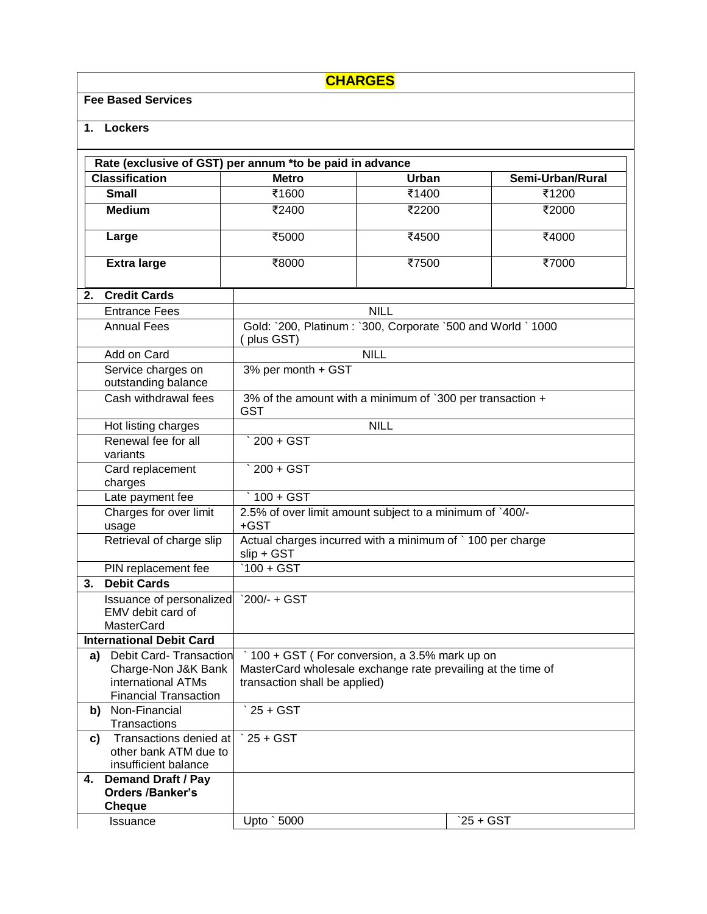# CHARGES

**Fee Based Services**

**1. Lockers**

| Rate (exclusive of GST) per annum *to be paid in advance | | | |
|---|---|---|---|
| **Classification** | **Metro** | **Urban** | **Semi-Urban/Rural** |
| **Small** | ₹1600 | ₹1400 | ₹1200 |
| **Medium** | ₹2400 | ₹2200 | ₹2000 |
| **Large** | ₹5000 | ₹4500 | ₹4000 |
| **Extra large** | ₹8000 | ₹7500 | ₹7000 |

| | | |
|---|---|---|
| **2. Credit Cards** | | |
| Entrance Fees | NILL | |
| Annual Fees | Gold: `200, Platinum : `300, Corporate `500 and World ` 1000 ( plus GST) | |
| Add on Card | NILL | |
| Service charges on outstanding balance | 3% per month + GST | |
| Cash withdrawal fees | 3% of the amount with a minimum of `300 per transaction + GST | |
| Hot listing charges | NILL | |
| Renewal fee for all variants | ` 200 + GST | |
| Card replacement charges | ` 200 + GST | |
| Late payment fee | ` 100 + GST | |
| Charges for over limit usage | 2.5% of over limit amount subject to a minimum of `400/- +GST | |
| Retrieval of charge slip | Actual charges incurred with a minimum of ` 100 per charge slip + GST | |
| PIN replacement fee | `100 + GST | |
| **3. Debit Cards** | | |
| Issuance of personalized EMV debit card of MasterCard | `200/- + GST | |
| **International Debit Card** | | |
| **a)** Debit Card- Transaction Charge-Non J&K Bank international ATMs Financial Transaction | ` 100 + GST ( For conversion, a 3.5% mark up on MasterCard wholesale exchange rate prevailing at the time of transaction shall be applied) | |
| **b)** Non-Financial Transactions | ` 25 + GST | |
| **c)** Transactions denied at other bank ATM due to insufficient balance | ` 25 + GST | |
| **4. Demand Draft / Pay Orders /Banker's Cheque** | | |
| Issuance | Upto ` 5000 | `25 + GST |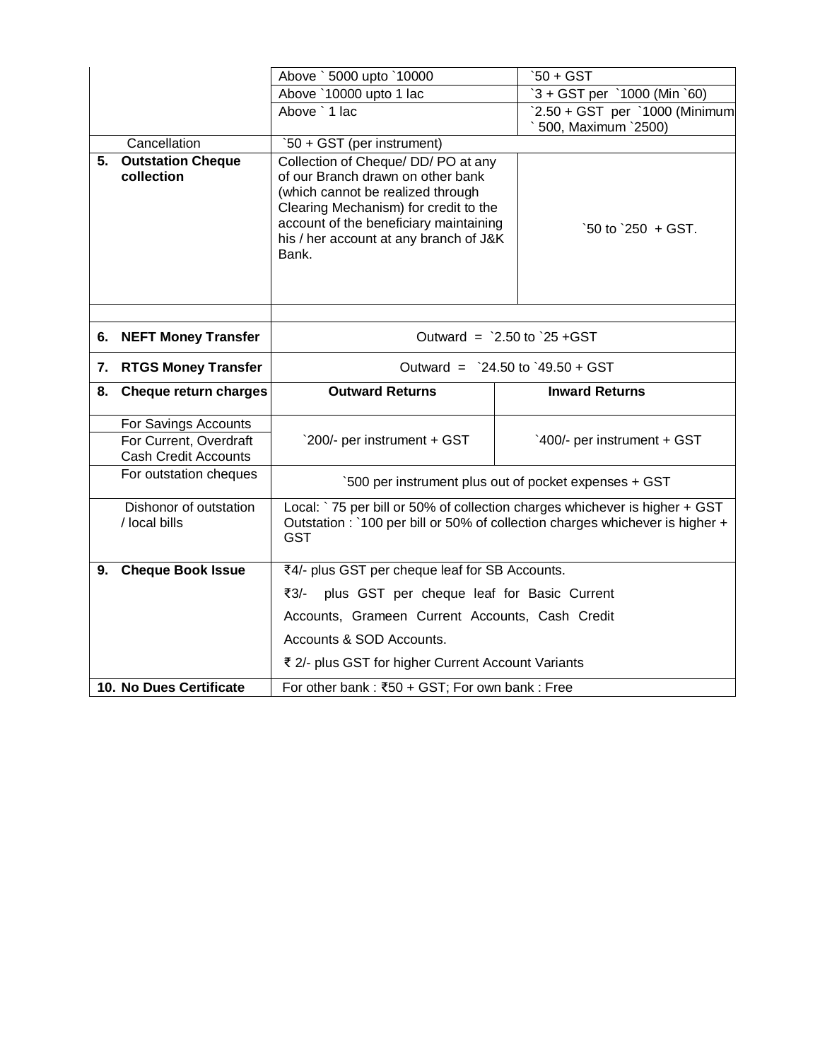| | | |
|---|---|---|
| | Above ` 5000 upto `10000 | `50 + GST |
| | Above `10000 upto 1 lac | `3 + GST per `1000 (Min `60) |
| | Above ` 1 lac | `2.50 + GST per `1000 (Minimum ` 500, Maximum `2500) |
| Cancellation | `50 + GST (per instrument) | |
| **5. Outstation Cheque collection** | Collection of Cheque/ DD/ PO at any of our Branch drawn on other bank (which cannot be realized through Clearing Mechanism) for credit to the account of the beneficiary maintaining his / her account at any branch of J&K Bank. | `50 to `250 + GST. |
| | | |
| **6. NEFT Money Transfer** | Outward = `2.50 to `25 +GST | |
| **7. RTGS Money Transfer** | Outward = `24.50 to `49.50 + GST | |
| **8. Cheque return charges** | **Outward Returns** | **Inward Returns** |
| For Savings Accounts<br>For Current, Overdraft Cash Credit Accounts | `200/- per instrument + GST | `400/- per instrument + GST |
| For outstation cheques | `500 per instrument plus out of pocket expenses + GST | |
| Dishonor of outstation / local bills | Local: ` 75 per bill or 50% of collection charges whichever is higher + GST<br>Outstation : `100 per bill or 50% of collection charges whichever is higher + GST | |
| **9. Cheque Book Issue** | ₹4/- plus GST per cheque leaf for SB Accounts.<br>₹3/- plus GST per cheque leaf for Basic Current Accounts, Grameen Current Accounts, Cash Credit Accounts & SOD Accounts.<br>₹ 2/- plus GST for higher Current Account Variants | |
| **10. No Dues Certificate** | For other bank : ₹50 + GST; For own bank : Free | |